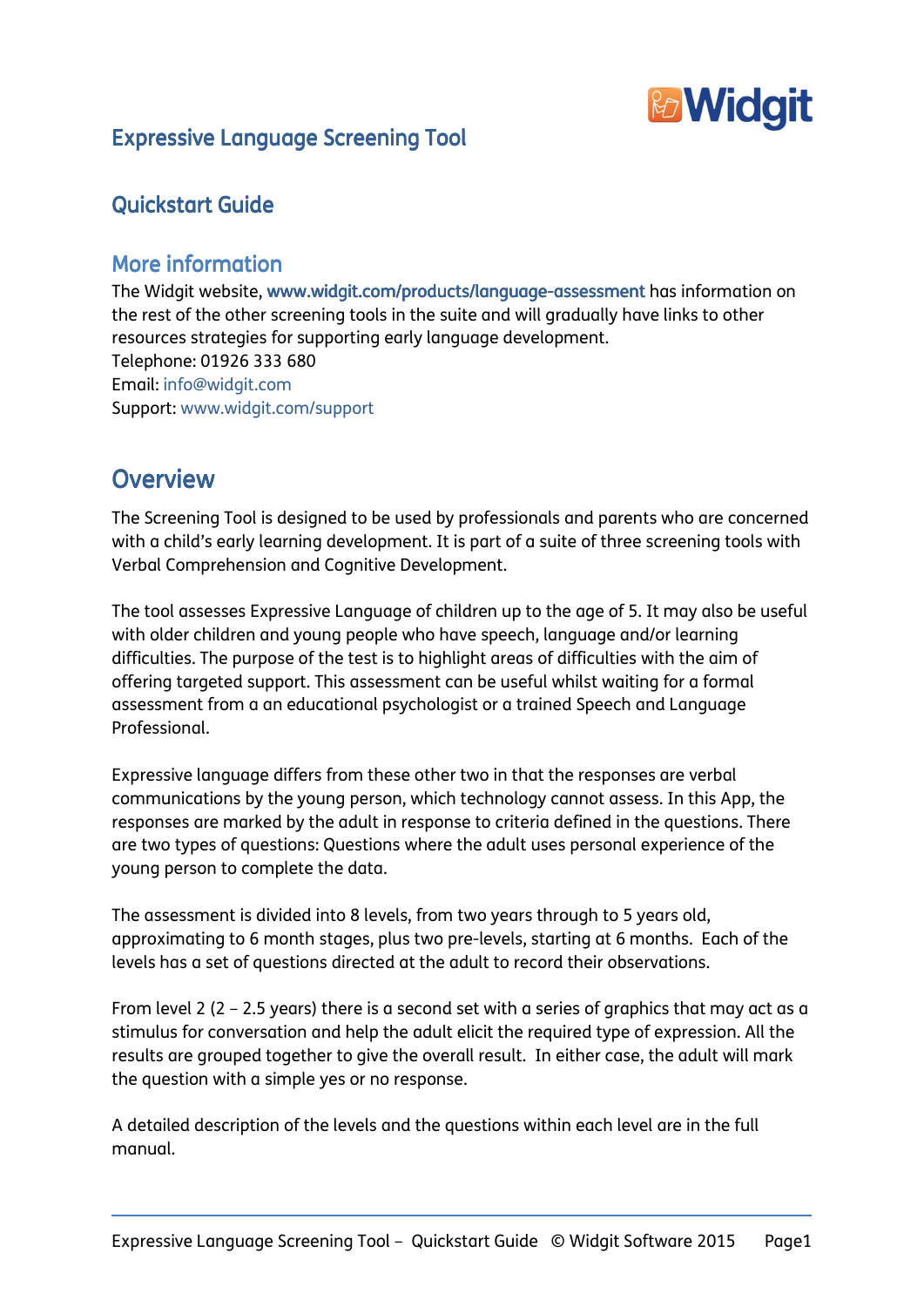# Expressive Language Screening Tool

## Quickstart Guide

## More information

The Widgit website, www.widgit.com/products/language-assessment has information on the rest of the other screening tools in the suite and will gradually have links to other resources strategies for supporting early language development.
Telephone: 01926 333 680
Email: info@widgit.com
Support: www.widgit.com/support

## Overview

The Screening Tool is designed to be used by professionals and parents who are concerned with a child's early learning development. It is part of a suite of three screening tools with Verbal Comprehension and Cognitive Development.

The tool assesses Expressive Language of children up to the age of 5. It may also be useful with older children and young people who have speech, language and/or learning difficulties. The purpose of the test is to highlight areas of difficulties with the aim of offering targeted support. This assessment can be useful whilst waiting for a formal assessment from a an educational psychologist or a trained Speech and Language Professional.

Expressive language differs from these other two in that the responses are verbal communications by the young person, which technology cannot assess. In this App, the responses are marked by the adult in response to criteria defined in the questions. There are two types of questions: Questions where the adult uses personal experience of the young person to complete the data.

The assessment is divided into 8 levels, from two years through to 5 years old, approximating to 6 month stages, plus two pre-levels, starting at 6 months. Each of the levels has a set of questions directed at the adult to record their observations.

From level 2 (2 – 2.5 years) there is a second set with a series of graphics that may act as a stimulus for conversation and help the adult elicit the required type of expression. All the results are grouped together to give the overall result. In either case, the adult will mark the question with a simple yes or no response.

A detailed description of the levels and the questions within each level are in the full manual.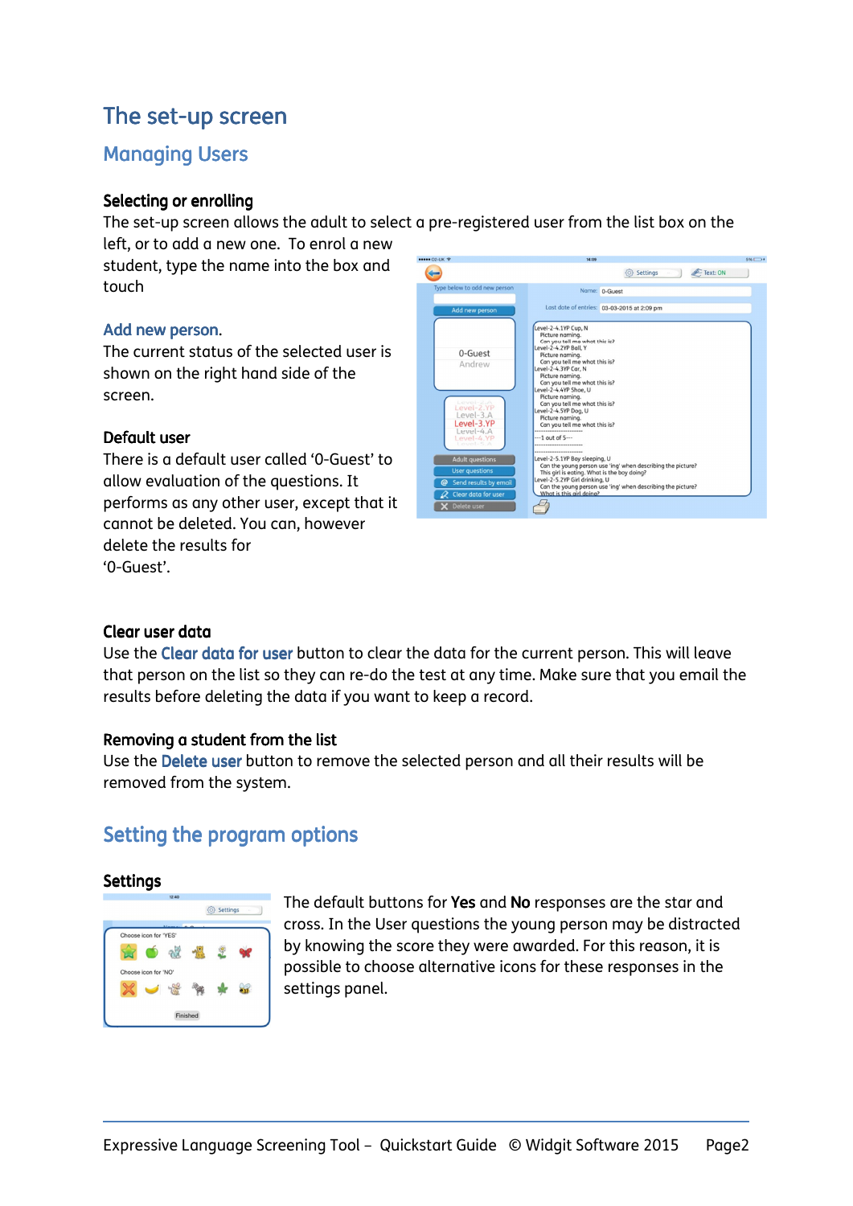# The set-up screen

## Managing Users

### Selecting or enrolling

The set-up screen allows the adult to select a pre-registered user from the list box on the left, or to add a new one. To enrol a new student, type the name into the box and touch

**Add new person.**

The current status of the selected user is shown on the right hand side of the screen.

### Default user

There is a default user called '0-Guest' to allow evaluation of the questions. It performs as any other user, except that it cannot be deleted. You can, however delete the results for '0-Guest'.

### Clear user data

Use the **Clear data for user** button to clear the data for the current person. This will leave that person on the list so they can re-do the test at any time. Make sure that you email the results before deleting the data if you want to keep a record.

### Removing a student from the list

Use the **Delete user** button to remove the selected person and all their results will be removed from the system.

## Setting the program options

### Settings

The default buttons for **Yes** and **No** responses are the star and cross. In the User questions the young person may be distracted by knowing the score they were awarded. For this reason, it is possible to choose alternative icons for these responses in the settings panel.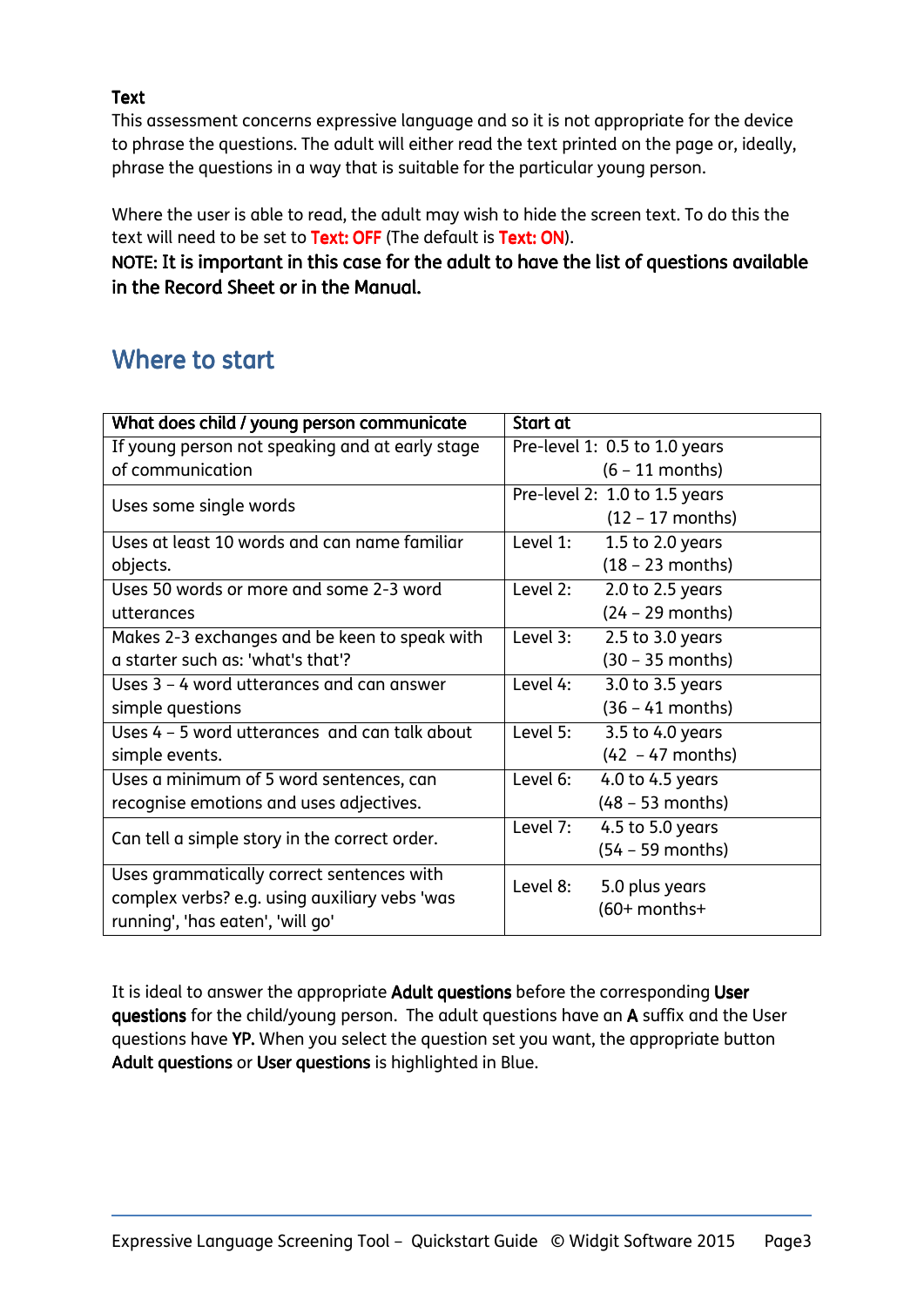**Text**

This assessment concerns expressive language and so it is not appropriate for the device to phrase the questions. The adult will either read the text printed on the page or, ideally, phrase the questions in a way that is suitable for the particular young person.

Where the user is able to read, the adult may wish to hide the screen text. To do this the text will need to be set to **Text: OFF** (The default is **Text: ON**).

**NOTE: It is important in this case for the adult to have the list of questions available in the Record Sheet or in the Manual.**

## Where to start

| What does child / young person communicate | Start at |
|---|---|
| If young person not speaking and at early stage of communication | Pre-level 1: 0.5 to 1.0 years (6 – 11 months) |
| Uses some single words | Pre-level 2: 1.0 to 1.5 years (12 – 17 months) |
| Uses at least 10 words and can name familiar objects. | Level 1: 1.5 to 2.0 years (18 – 23 months) |
| Uses 50 words or more and some 2-3 word utterances | Level 2: 2.0 to 2.5 years (24 – 29 months) |
| Makes 2-3 exchanges and be keen to speak with a starter such as: 'what's that'? | Level 3: 2.5 to 3.0 years (30 – 35 months) |
| Uses 3 – 4 word utterances and can answer simple questions | Level 4: 3.0 to 3.5 years (36 – 41 months) |
| Uses 4 – 5 word utterances and can talk about simple events. | Level 5: 3.5 to 4.0 years (42 – 47 months) |
| Uses a minimum of 5 word sentences, can recognise emotions and uses adjectives. | Level 6: 4.0 to 4.5 years (48 – 53 months) |
| Can tell a simple story in the correct order. | Level 7: 4.5 to 5.0 years (54 – 59 months) |
| Uses grammatically correct sentences with complex verbs? e.g. using auxiliary vebs 'was running', 'has eaten', 'will go' | Level 8: 5.0 plus years (60+ months+ |

It is ideal to answer the appropriate **Adult questions** before the corresponding **User questions** for the child/young person. The adult questions have an **A** suffix and the User questions have **YP.** When you select the question set you want, the appropriate button **Adult questions** or **User questions** is highlighted in Blue.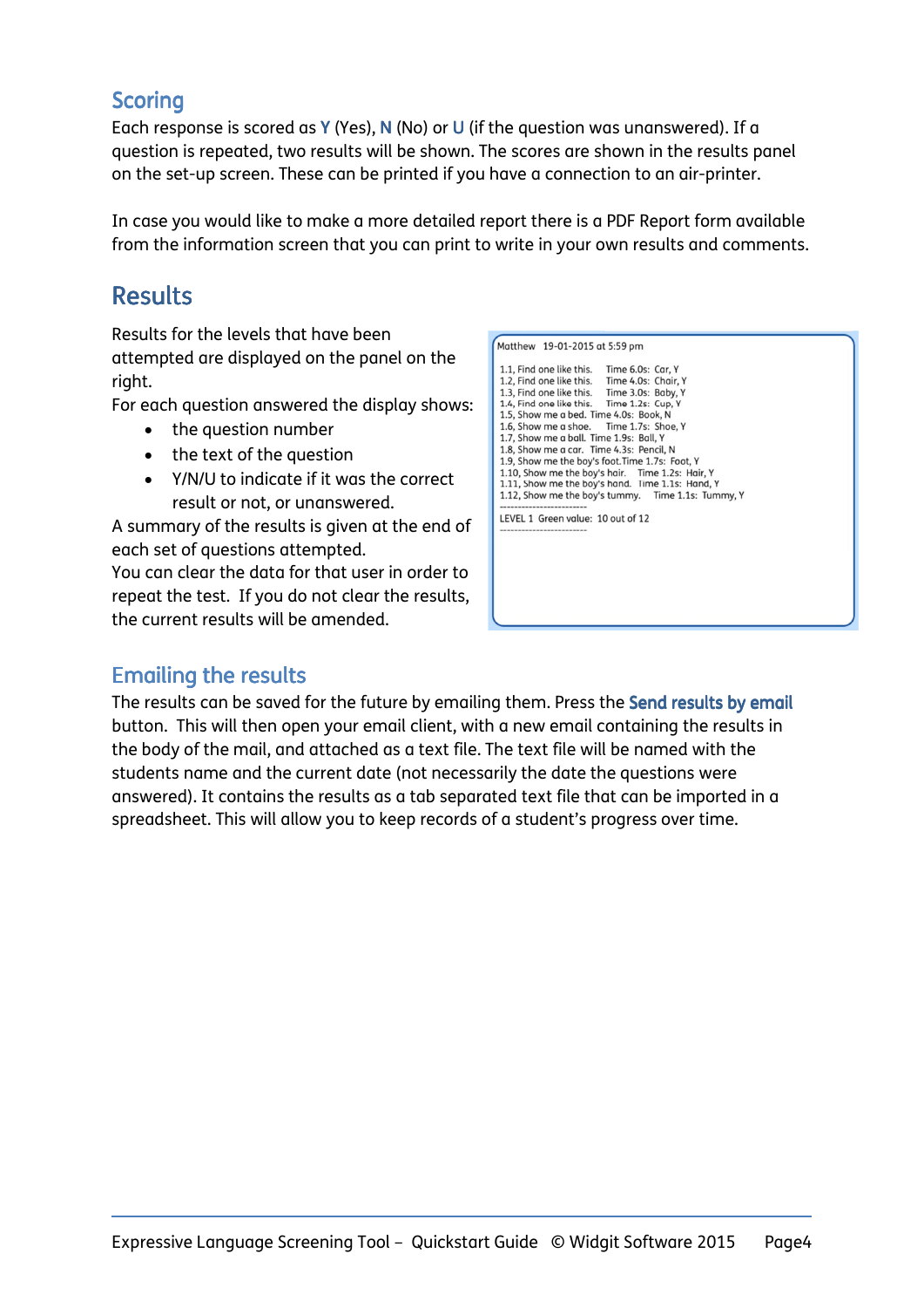## Scoring

Each response is scored as **Y** (Yes), **N** (No) or **U** (if the question was unanswered). If a question is repeated, two results will be shown. The scores are shown in the results panel on the set-up screen. These can be printed if you have a connection to an air-printer.

In case you would like to make a more detailed report there is a PDF Report form available from the information screen that you can print to write in your own results and comments.

# Results

Results for the levels that have been attempted are displayed on the panel on the right.

For each question answered the display shows:

- the question number
- the text of the question
- Y/N/U to indicate if it was the correct result or not, or unanswered.

A summary of the results is given at the end of each set of questions attempted.

You can clear the data for that user in order to repeat the test. If you do not clear the results, the current results will be amended.

```
Matthew  19-01-2015 at 5:59 pm

1.1, Find one like this.    Time 6.0s: Car, Y
1.2, Find one like this.    Time 4.0s: Chair, Y
1.3, Find one like this.    Time 3.0s: Baby, Y
1.4, Find one like this.    Time 1.2s: Cup, Y
1.5, Show me a bed. Time 4.0s: Book, N
1.6, Show me a shoe.    Time 1.7s: Shoe, Y
1.7, Show me a ball. Time 1.9s: Ball, Y
1.8, Show me a car.  Time 4.3s: Pencil, N
1.9, Show me the boy's foot.Time 1.7s: Foot, Y
1.10, Show me the boy's hair.   Time 1.2s: Hair, Y
1.11, Show me the boy's hand.   Time 1.1s: Hand, Y
1.12, Show me the boy's tummy.    Time 1.1s: Tummy, Y
------------------------
LEVEL 1  Green value:  10 out of 12
------------------------
```

## Emailing the results

The results can be saved for the future by emailing them. Press the **Send results by email** button. This will then open your email client, with a new email containing the results in the body of the mail, and attached as a text file. The text file will be named with the students name and the current date (not necessarily the date the questions were answered). It contains the results as a tab separated text file that can be imported in a spreadsheet. This will allow you to keep records of a student's progress over time.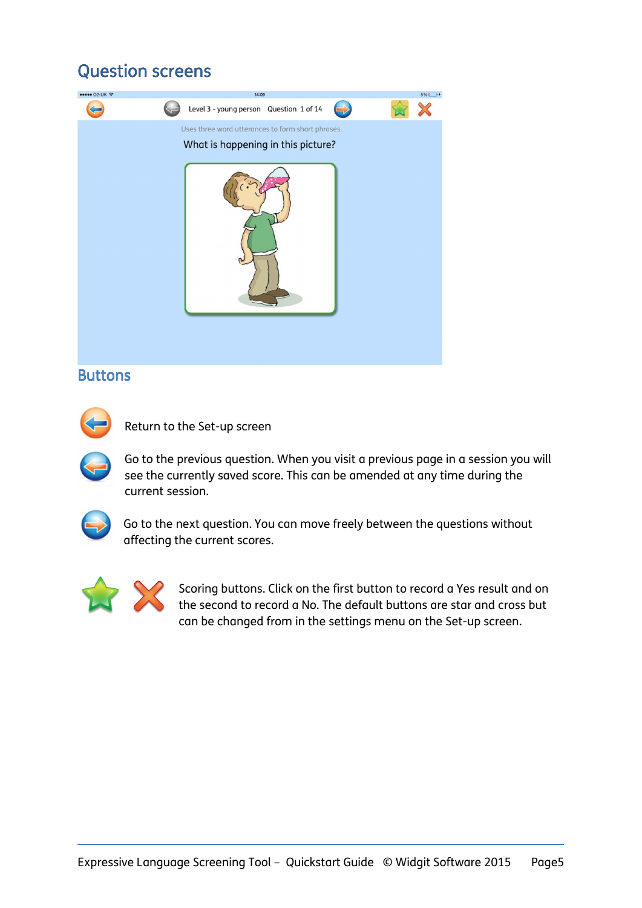## Question screens

## Buttons

Return to the Set-up screen

Go to the previous question. When you visit a previous page in a session you will see the currently saved score. This can be amended at any time during the current session.

Go to the next question. You can move freely between the questions without affecting the current scores.

Scoring buttons. Click on the first button to record a Yes result and on the second to record a No. The default buttons are star and cross but can be changed from in the settings menu on the Set-up screen.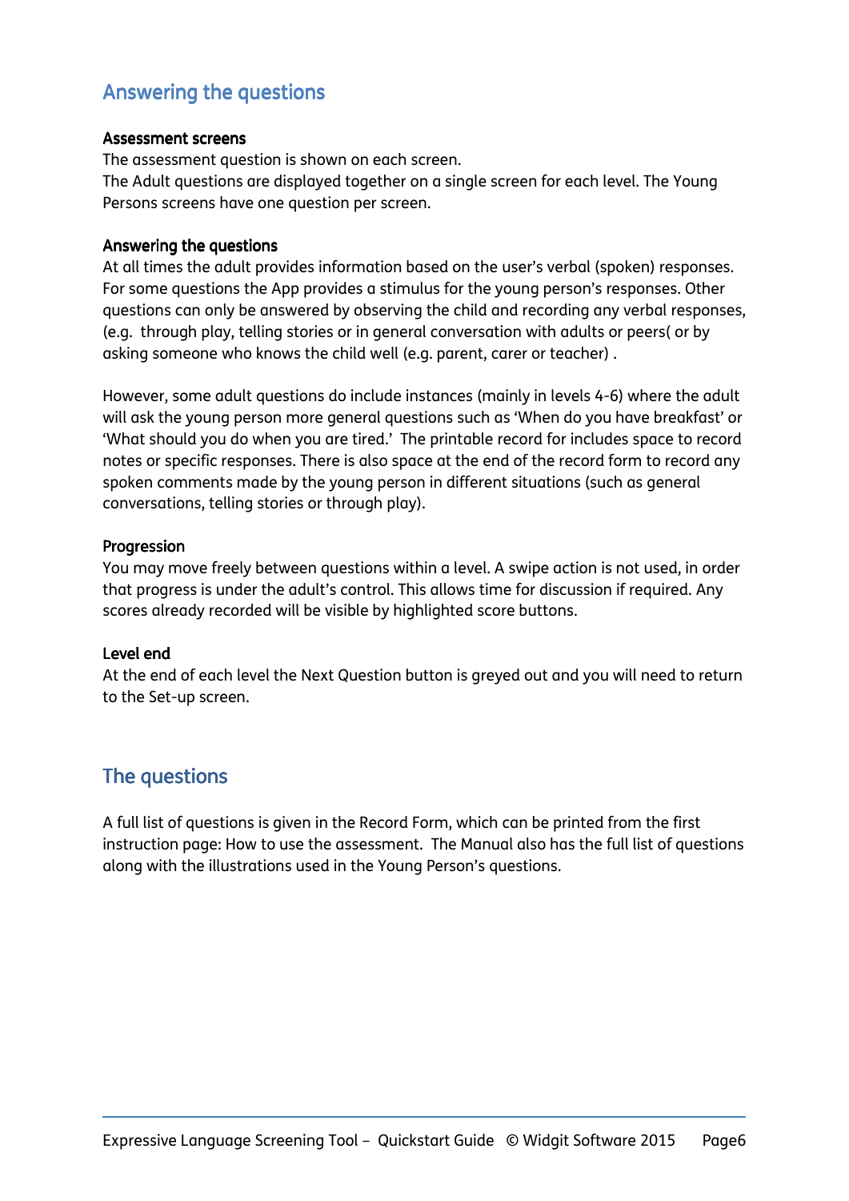## Answering the questions

### Assessment screens

The assessment question is shown on each screen.
The Adult questions are displayed together on a single screen for each level. The Young Persons screens have one question per screen.

### Answering the questions

At all times the adult provides information based on the user's verbal (spoken) responses. For some questions the App provides a stimulus for the young person's responses. Other questions can only be answered by observing the child and recording any verbal responses, (e.g. through play, telling stories or in general conversation with adults or peers( or by asking someone who knows the child well (e.g. parent, carer or teacher) .

However, some adult questions do include instances (mainly in levels 4-6) where the adult will ask the young person more general questions such as 'When do you have breakfast' or 'What should you do when you are tired.' The printable record for includes space to record notes or specific responses. There is also space at the end of the record form to record any spoken comments made by the young person in different situations (such as general conversations, telling stories or through play).

### Progression

You may move freely between questions within a level. A swipe action is not used, in order that progress is under the adult's control. This allows time for discussion if required. Any scores already recorded will be visible by highlighted score buttons.

### Level end

At the end of each level the Next Question button is greyed out and you will need to return to the Set-up screen.

## The questions

A full list of questions is given in the Record Form, which can be printed from the first instruction page: How to use the assessment. The Manual also has the full list of questions along with the illustrations used in the Young Person's questions.